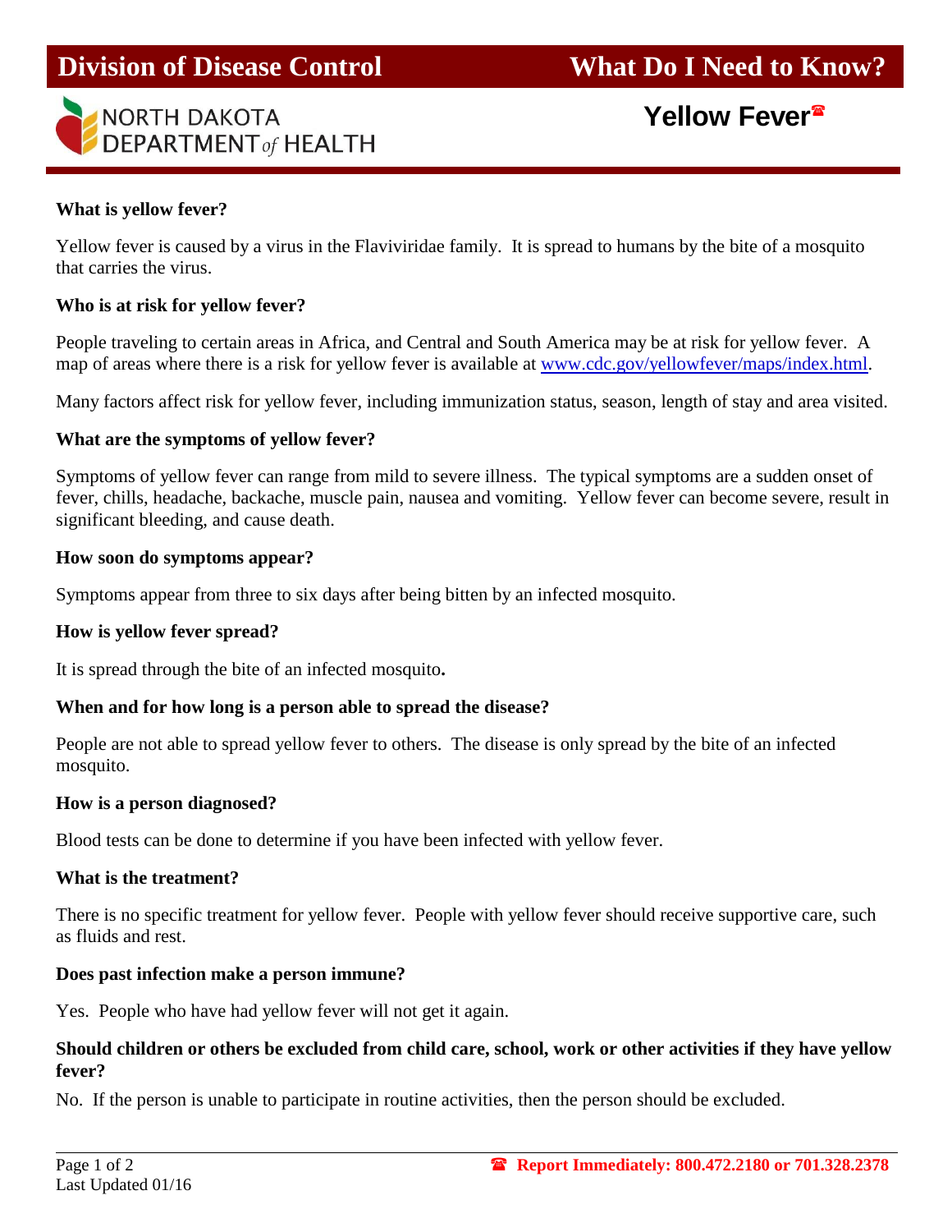# Division of Disease Control — What Do I Need to Know?

NORTH DAKOTA DEPARTMENT *of* HEALTH

## Yellow Fever☎

**What is yellow fever?**

Yellow fever is caused by a virus in the Flaviviridae family. It is spread to humans by the bite of a mosquito that carries the virus.

**Who is at risk for yellow fever?**

People traveling to certain areas in Africa, and Central and South America may be at risk for yellow fever. A map of areas where there is a risk for yellow fever is available at [www.cdc.gov/yellowfever/maps/index.html](www.cdc.gov/yellowfever/maps/index.html).

Many factors affect risk for yellow fever, including immunization status, season, length of stay and area visited.

**What are the symptoms of yellow fever?**

Symptoms of yellow fever can range from mild to severe illness. The typical symptoms are a sudden onset of fever, chills, headache, backache, muscle pain, nausea and vomiting. Yellow fever can become severe, result in significant bleeding, and cause death.

**How soon do symptoms appear?**

Symptoms appear from three to six days after being bitten by an infected mosquito.

**How is yellow fever spread?**

It is spread through the bite of an infected mosquito**.**

**When and for how long is a person able to spread the disease?**

People are not able to spread yellow fever to others. The disease is only spread by the bite of an infected mosquito.

**How is a person diagnosed?**

Blood tests can be done to determine if you have been infected with yellow fever.

**What is the treatment?**

There is no specific treatment for yellow fever. People with yellow fever should receive supportive care, such as fluids and rest.

**Does past infection make a person immune?**

Yes. People who have had yellow fever will not get it again.

**Should children or others be excluded from child care, school, work or other activities if they have yellow fever?**

No. If the person is unable to participate in routine activities, then the person should be excluded.

Last Updated 01/16

☎ **Report Immediately: 800.472.2180 or 701.328.2378**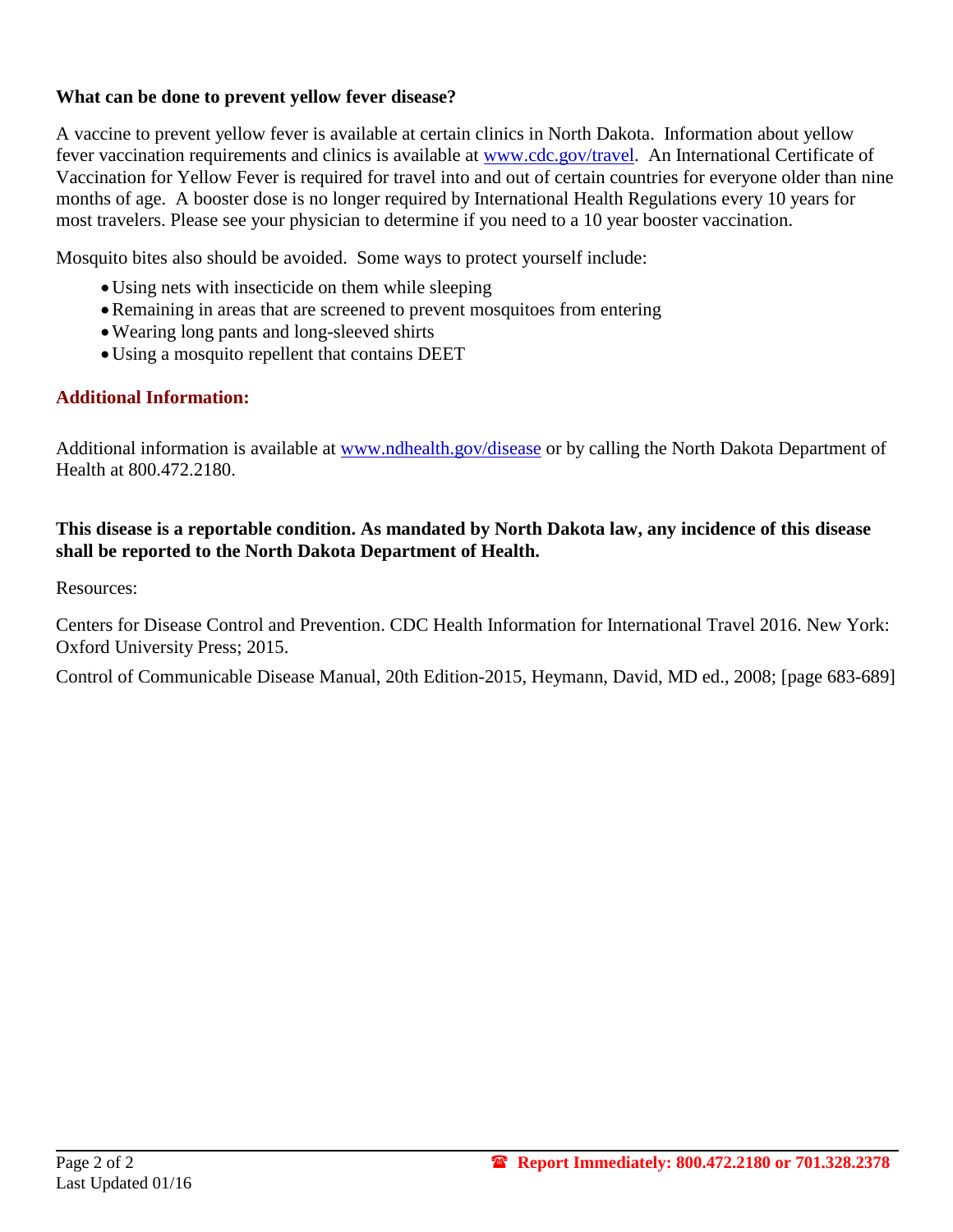**What can be done to prevent yellow fever disease?**

A vaccine to prevent yellow fever is available at certain clinics in North Dakota. Information about yellow fever vaccination requirements and clinics is available at www.cdc.gov/travel. An International Certificate of Vaccination for Yellow Fever is required for travel into and out of certain countries for everyone older than nine months of age. A booster dose is no longer required by International Health Regulations every 10 years for most travelers. Please see your physician to determine if you need to a 10 year booster vaccination.

Mosquito bites also should be avoided. Some ways to protect yourself include:

- Using nets with insecticide on them while sleeping
- Remaining in areas that are screened to prevent mosquitoes from entering
- Wearing long pants and long-sleeved shirts
- Using a mosquito repellent that contains DEET

## Additional Information:

Additional information is available at www.ndhealth.gov/disease or by calling the North Dakota Department of Health at 800.472.2180.

**This disease is a reportable condition. As mandated by North Dakota law, any incidence of this disease shall be reported to the North Dakota Department of Health.**

Resources:

Centers for Disease Control and Prevention. CDC Health Information for International Travel 2016. New York: Oxford University Press; 2015.

Control of Communicable Disease Manual, 20th Edition-2015, Heymann, David, MD ed., 2008; [page 683-689]

Last Updated 01/16

**☎ Report Immediately: 800.472.2180 or 701.328.2378**